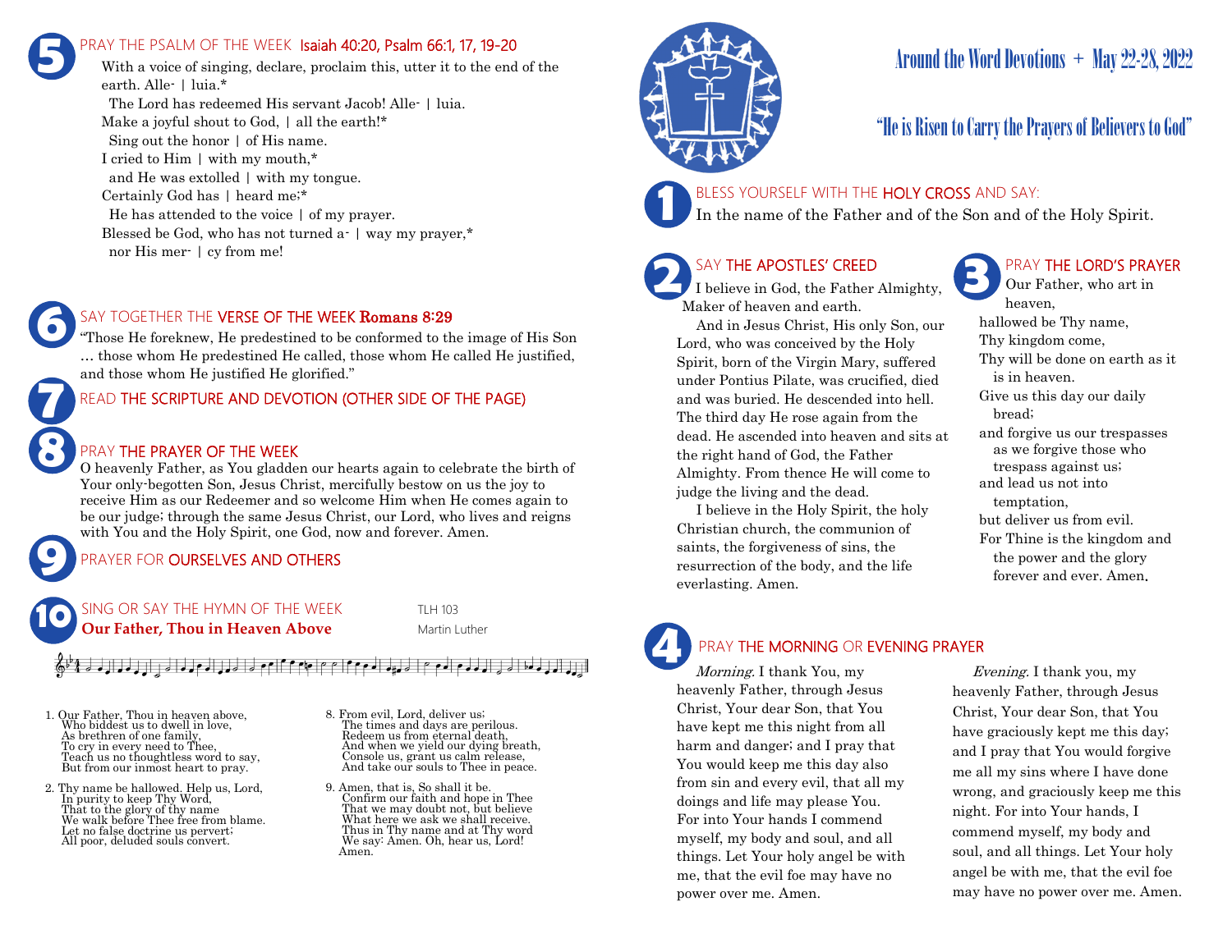# Around the Word Devotions + May 22-28, 2022

## "He is Risen to Carry the Prayers of Believers to God"

### 1 BLESS YOURSELF WITH THE HOLY CROSS AND SAY:

In the name of the Father and of the Son and of the Holy Spirit.

### 2 SAY THE APOSTLES' CREED

I believe in God, the Father Almighty, Maker of heaven and earth.

And in Jesus Christ, His only Son, our Lord, who was conceived by the Holy Spirit, born of the Virgin Mary, suffered under Pontius Pilate, was crucified, died and was buried. He descended into hell. The third day He rose again from the dead. He ascended into heaven and sits at the right hand of God, the Father Almighty. From thence He will come to judge the living and the dead.

I believe in the Holy Spirit, the holy Christian church, the communion of saints, the forgiveness of sins, the resurrection of the body, and the life everlasting. Amen.

### 3 PRAY THE LORD'S PRAYER

Our Father, who art in heaven,
hallowed be Thy name,
Thy kingdom come,
Thy will be done on earth as it is in heaven.
Give us this day our daily bread;
and forgive us our trespasses as we forgive those who trespass against us;
and lead us not into temptation,
but deliver us from evil.
For Thine is the kingdom and the power and the glory forever and ever. Amen.

### 4 PRAY THE MORNING OR EVENING PRAYER

*Morning.* I thank You, my heavenly Father, through Jesus Christ, Your dear Son, that You have kept me this night from all harm and danger; and I pray that You would keep me this day also from sin and every evil, that all my doings and life may please You. For into Your hands I commend myself, my body and soul, and all things. Let Your holy angel be with me, that the evil foe may have no power over me. Amen.

*Evening.* I thank you, my heavenly Father, through Jesus Christ, Your dear Son, that You have graciously kept me this day; and I pray that You would forgive me all my sins where I have done wrong, and graciously keep me this night. For into Your hands, I commend myself, my body and soul, and all things. Let Your holy angel be with me, that the evil foe may have no power over me. Amen.

### 5 PRAY THE PSALM OF THE WEEK Isaiah 40:20, Psalm 66:1, 17, 19-20

With a voice of singing, declare, proclaim this, utter it to the end of the earth. Alle- | luia.*
The Lord has redeemed His servant Jacob! Alle- | luia.
Make a joyful shout to God, | all the earth!*
Sing out the honor | of His name.
I cried to Him | with my mouth,*
and He was extolled | with my tongue.
Certainly God has | heard me;*
He has attended to the voice | of my prayer.
Blessed be God, who has not turned a- | way my prayer,*
nor His mer- | cy from me!

### 6 SAY TOGETHER THE VERSE OF THE WEEK Romans 8:29

"Those He foreknew, He predestined to be conformed to the image of His Son … those whom He predestined He called, those whom He called He justified, and those whom He justified He glorified."

### 7 READ THE SCRIPTURE AND DEVOTION (OTHER SIDE OF THE PAGE)

### 8 PRAY THE PRAYER OF THE WEEK

O heavenly Father, as You gladden our hearts again to celebrate the birth of Your only-begotten Son, Jesus Christ, mercifully bestow on us the joy to receive Him as our Redeemer and so welcome Him when He comes again to be our judge; through the same Jesus Christ, our Lord, who lives and reigns with You and the Holy Spirit, one God, now and forever. Amen.

### 9 PRAYER FOR OURSELVES AND OTHERS

### 10 SING OR SAY THE HYMN OF THE WEEK

**Our Father, Thou in Heaven Above** — TLH 103, Martin Luther

1. Our Father, Thou in heaven above,
Who biddest us to dwell in love,
As brethren of one family,
To cry in every need to Thee,
Teach us no thoughtless word to say,
But from our inmost heart to pray.

2. Thy name be hallowed. Help us, Lord,
In purity to keep Thy Word,
That to the glory of thy name
We walk before Thee free from blame.
Let no false doctrine us pervert;
All poor, deluded souls convert.

8. From evil, Lord, deliver us;
The times and days are perilous.
Redeem us from eternal death,
And when we yield our dying breath,
Console us, grant us calm release,
And take our souls to Thee in peace.

9. Amen, that is, So shall it be.
Confirm our faith and hope in Thee
That we may doubt not, but believe
What here we ask we shall receive.
Thus in Thy name and at Thy word
We say: Amen. Oh, hear us, Lord!
Amen.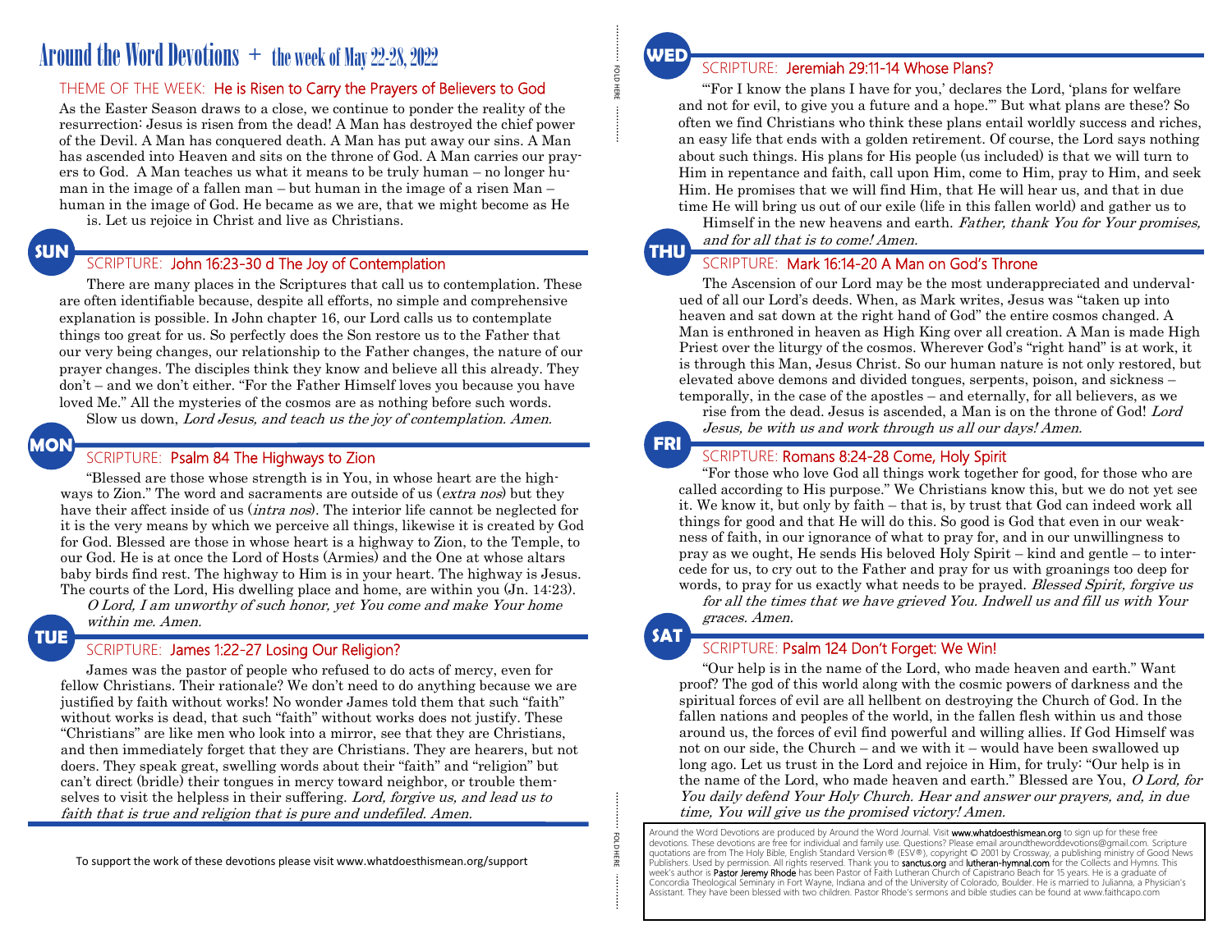# Around the Word Devotions + the week of May 22-28, 2022

THEME OF THE WEEK: **He is Risen to Carry the Prayers of Believers to God**

As the Easter Season draws to a close, we continue to ponder the reality of the resurrection: Jesus is risen from the dead! A Man has destroyed the chief power of the Devil. A Man has conquered death. A Man has put away our sins. A Man has ascended into Heaven and sits on the throne of God. A Man carries our prayers to God. A Man teaches us what it means to be truly human – no longer human in the image of a fallen man – but human in the image of a risen Man – human in the image of God. He became as we are, that we might become as He is. Let us rejoice in Christ and live as Christians.

## SUN

SCRIPTURE: **John 16:23-30 d The Joy of Contemplation**

There are many places in the Scriptures that call us to contemplation. These are often identifiable because, despite all efforts, no simple and comprehensive explanation is possible. In John chapter 16, our Lord calls us to contemplate things too great for us. So perfectly does the Son restore us to the Father that our very being changes, our relationship to the Father changes, the nature of our prayer changes. The disciples think they know and believe all this already. They don't – and we don't either. "For the Father Himself loves you because you have loved Me." All the mysteries of the cosmos are as nothing before such words. Slow us down, *Lord Jesus, and teach us the joy of contemplation. Amen.*

## MON

SCRIPTURE: **Psalm 84 The Highways to Zion**

"Blessed are those whose strength is in You, in whose heart are the highways to Zion." The word and sacraments are outside of us (*extra nos*) but they have their affect inside of us (*intra nos*). The interior life cannot be neglected for it is the very means by which we perceive all things, likewise it is created by God for God. Blessed are those in whose heart is a highway to Zion, to the Temple, to our God. He is at once the Lord of Hosts (Armies) and the One at whose altars baby birds find rest. The highway to Him is in your heart. The highway is Jesus. The courts of the Lord, His dwelling place and home, are within you (Jn. 14:23). *O Lord, I am unworthy of such honor, yet You come and make Your home within me. Amen.*

## TUE

SCRIPTURE: **James 1:22-27 Losing Our Religion?**

James was the pastor of people who refused to do acts of mercy, even for fellow Christians. Their rationale? We don't need to do anything because we are justified by faith without works! No wonder James told them that such "faith" without works is dead, that such "faith" without works does not justify. These "Christians" are like men who look into a mirror, see that they are Christians, and then immediately forget that they are Christians. They are hearers, but not doers. They speak great, swelling words about their "faith" and "religion" but can't direct (bridle) their tongues in mercy toward neighbor, or trouble themselves to visit the helpless in their suffering. *Lord, forgive us, and lead us to faith that is true and religion that is pure and undefiled. Amen.*

To support the work of these devotions please visit www.whatdoesthismean.org/support

## WED

SCRIPTURE: **Jeremiah 29:11-14 Whose Plans?**

"'For I know the plans I have for you,' declares the Lord, 'plans for welfare and not for evil, to give you a future and a hope.'" But what plans are these? So often we find Christians who think these plans entail worldly success and riches, an easy life that ends with a golden retirement. Of course, the Lord says nothing about such things. His plans for His people (us included) is that we will turn to Him in repentance and faith, call upon Him, come to Him, pray to Him, and seek Him. He promises that we will find Him, that He will hear us, and that in due time He will bring us out of our exile (life in this fallen world) and gather us to Himself in the new heavens and earth. *Father, thank You for Your promises, and for all that is to come! Amen.*

## THU

SCRIPTURE: **Mark 16:14-20 A Man on God's Throne**

The Ascension of our Lord may be the most underappreciated and undervalued of all our Lord's deeds. When, as Mark writes, Jesus was "taken up into heaven and sat down at the right hand of God" the entire cosmos changed. A Man is enthroned in heaven as High King over all creation. A Man is made High Priest over the liturgy of the cosmos. Wherever God's "right hand" is at work, it is through this Man, Jesus Christ. So our human nature is not only restored, but elevated above demons and divided tongues, serpents, poison, and sickness – temporally, in the case of the apostles – and eternally, for all believers, as we rise from the dead. Jesus is ascended, a Man is on the throne of God! *Lord Jesus, be with us and work through us all our days! Amen.*

## FRI

SCRIPTURE: **Romans 8:24-28 Come, Holy Spirit**

"For those who love God all things work together for good, for those who are called according to His purpose." We Christians know this, but we do not yet see it. We know it, but only by faith – that is, by trust that God can indeed work all things for good and that He will do this. So good is God that even in our weakness of faith, in our ignorance of what to pray for, and in our unwillingness to pray as we ought, He sends His beloved Holy Spirit – kind and gentle – to intercede for us, to cry out to the Father and pray for us with groanings too deep for words, to pray for us exactly what needs to be prayed. *Blessed Spirit, forgive us for all the times that we have grieved You. Indwell us and fill us with Your graces. Amen.*

## SAT

SCRIPTURE: **Psalm 124 Don't Forget: We Win!**

"Our help is in the name of the Lord, who made heaven and earth." Want proof? The god of this world along with the cosmic powers of darkness and the spiritual forces of evil are all hellbent on destroying the Church of God. In the fallen nations and peoples of the world, in the fallen flesh within us and those around us, the forces of evil find powerful and willing allies. If God Himself was not on our side, the Church – and we with it – would have been swallowed up long ago. Let us trust in the Lord and rejoice in Him, for truly: "Our help is in the name of the Lord, who made heaven and earth." Blessed are You, *O Lord, for You daily defend Your Holy Church. Hear and answer our prayers, and, in due time, You will give us the promised victory! Amen.*

Around the Word Devotions are produced by Around the Word Journal. Visit **www.whatdoesthismean.org** to sign up for these free devotions. These devotions are free for individual and family use. Questions? Please email aroundtheworddevotions@gmail.com. Scripture quotations are from The Holy Bible, English Standard Version® (ESV®), copyright © 2001 by Crossway, a publishing ministry of Good News Publishers. Used by permission. All rights reserved. Thank you to **sanctus.org** and **lutheran-hymnal.com** for the Collects and Hymns. This week's author is **Pastor Jeremy Rhode** has been Pastor of Faith Lutheran Church of Capistrano Beach for 15 years. He is a graduate of Concordia Theological Seminary in Fort Wayne, Indiana and of the University of Colorado, Boulder. He is married to Julianna, a Physician's Assistant. They have been blessed with two children. Pastor Rhode's sermons and bible studies can be found at www.faithcapo.com